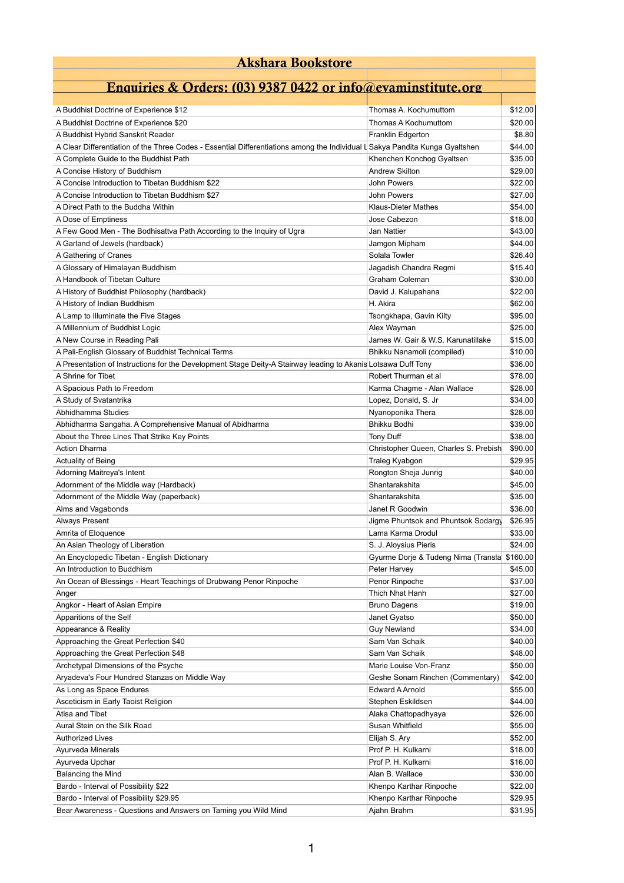# Akshara Bookstore

## Enquiries & Orders: (03) 9387 0422 or info@evaminstitute.org

| Title | Author | Price |
|---|---|---|
| A Buddhist Doctrine of Experience $12 | Thomas A. Kochumuttom | $12.00 |
| A Buddhist Doctrine of Experience $20 | Thomas A Kochumuttom | $20.00 |
| A Buddhist Hybrid Sanskrit Reader | Franklin Edgerton | $8.80 |
| A Clear Differentiation of the Three Codes - Essential Differentiations among the Individual L | Sakya Pandita Kunga Gyaltshen | $44.00 |
| A Complete Guide to the Buddhist Path | Khenchen Konchog Gyaltsen | $35.00 |
| A Concise History of Buddhism | Andrew Skilton | $29.00 |
| A Concise Introduction to Tibetan Buddhism $22 | John Powers | $22.00 |
| A Concise Introduction to Tibetan Buddhism $27 | John Powers | $27.00 |
| A Direct Path to the Buddha Within | Klaus-Dieter Mathes | $54.00 |
| A Dose of Emptiness | Jose Cabezon | $18.00 |
| A Few Good Men - The Bodhisattva Path According to the Inquiry of Ugra | Jan Nattier | $43.00 |
| A Garland of Jewels (hardback) | Jamgon Mipham | $44.00 |
| A Gathering of Cranes | Solala Towler | $26.40 |
| A Glossary of Himalayan Buddhism | Jagadish Chandra Regmi | $15.40 |
| A Handbook of Tibetan Culture | Graham Coleman | $30.00 |
| A History of Buddhist Philosophy (hardback) | David J. Kalupahana | $22.00 |
| A History of Indian Buddhism | H. Akira | $62.00 |
| A Lamp to Illuminate the Five Stages | Tsongkhapa, Gavin Kilty | $95.00 |
| A Millennium of Buddhist Logic | Alex Wayman | $25.00 |
| A New Course in Reading Pali | James W. Gair & W.S. Karunatillake | $15.00 |
| A Pali-English Glossary of Buddhist Technical Terms | Bhikku Nanamoli (compiled) | $10.00 |
| A Presentation of Instructions for the Development Stage Deity-A Stairway leading to Akanis | Lotsawa Duff Tony | $36.00 |
| A Shrine for Tibet | Robert Thurman et al | $78.00 |
| A Spacious Path to Freedom | Karma Chagme - Alan Wallace | $28.00 |
| A Study of Svatantrika | Lopez, Donald, S. Jr | $34.00 |
| Abhidhamma Studies | Nyanoponika Thera | $28.00 |
| Abhidharma Sangaha. A Comprehensive Manual of Abidharma | Bhikku Bodhi | $39.00 |
| About the Three Lines That Strike Key Points | Tony Duff | $38.00 |
| Action Dharma | Christopher Queen, Charles S. Prebish | $90.00 |
| Actuality of Being | Traleg Kyabgon | $29.95 |
| Adorning Maitreya's Intent | Rongton Sheja Junrig | $40.00 |
| Adornment of the Middle way (Hardback) | Shantarakshita | $45.00 |
| Adornment of the Middle Way (paperback) | Shantarakshita | $35.00 |
| Alms and Vagabonds | Janet R Goodwin | $36.00 |
| Always Present | Jigme Phuntsok and Phuntsok Sodargy | $26.95 |
| Amrita of Eloquence | Lama Karma Drodul | $33.00 |
| An Asian Theology of Liberation | S. J. Aloysius Pieris | $24.00 |
| An Encyclopedic Tibetan - English Dictionary | Gyurme Dorje & Tudeng Nima (Transla | $160.00 |
| An Introduction to Buddhism | Peter Harvey | $45.00 |
| An Ocean of Blessings - Heart Teachings of Drubwang Penor Rinpoche | Penor Rinpoche | $37.00 |
| Anger | Thich Nhat Hanh | $27.00 |
| Angkor - Heart of Asian Empire | Bruno Dagens | $19.00 |
| Apparitions of the Self | Janet Gyatso | $50.00 |
| Appearance & Reality | Guy Newland | $34.00 |
| Approaching the Great Perfection $40 | Sam Van Schaik | $40.00 |
| Approaching the Great Perfection $48 | Sam Van Schaik | $48.00 |
| Archetypal Dimensions of the Psyche | Marie Louise Von-Franz | $50.00 |
| Aryadeva's Four Hundred Stanzas on Middle Way | Geshe Sonam Rinchen (Commentary) | $42.00 |
| As Long as Space Endures | Edward A Arnold | $55.00 |
| Asceticism in Early Taoist Religion | Stephen Eskildsen | $44.00 |
| Atisa and Tibet | Alaka Chattopadhyaya | $26.00 |
| Aural Stein on the Silk Road | Susan Whitfield | $55.00 |
| Authorized Lives | Elijah S. Ary | $52.00 |
| Ayurveda Minerals | Prof P. H. Kulkarni | $18.00 |
| Ayurveda Upchar | Prof P. H. Kulkarni | $16.00 |
| Balancing the Mind | Alan B. Wallace | $30.00 |
| Bardo - Interval of Possibility $22 | Khenpo Karthar Rinpoche | $22.00 |
| Bardo - Interval of Possibility $29.95 | Khenpo Karthar Rinpoche | $29.95 |
| Bear Awareness - Questions and Answers on Taming you Wild Mind | Ajahn Brahm | $31.95 |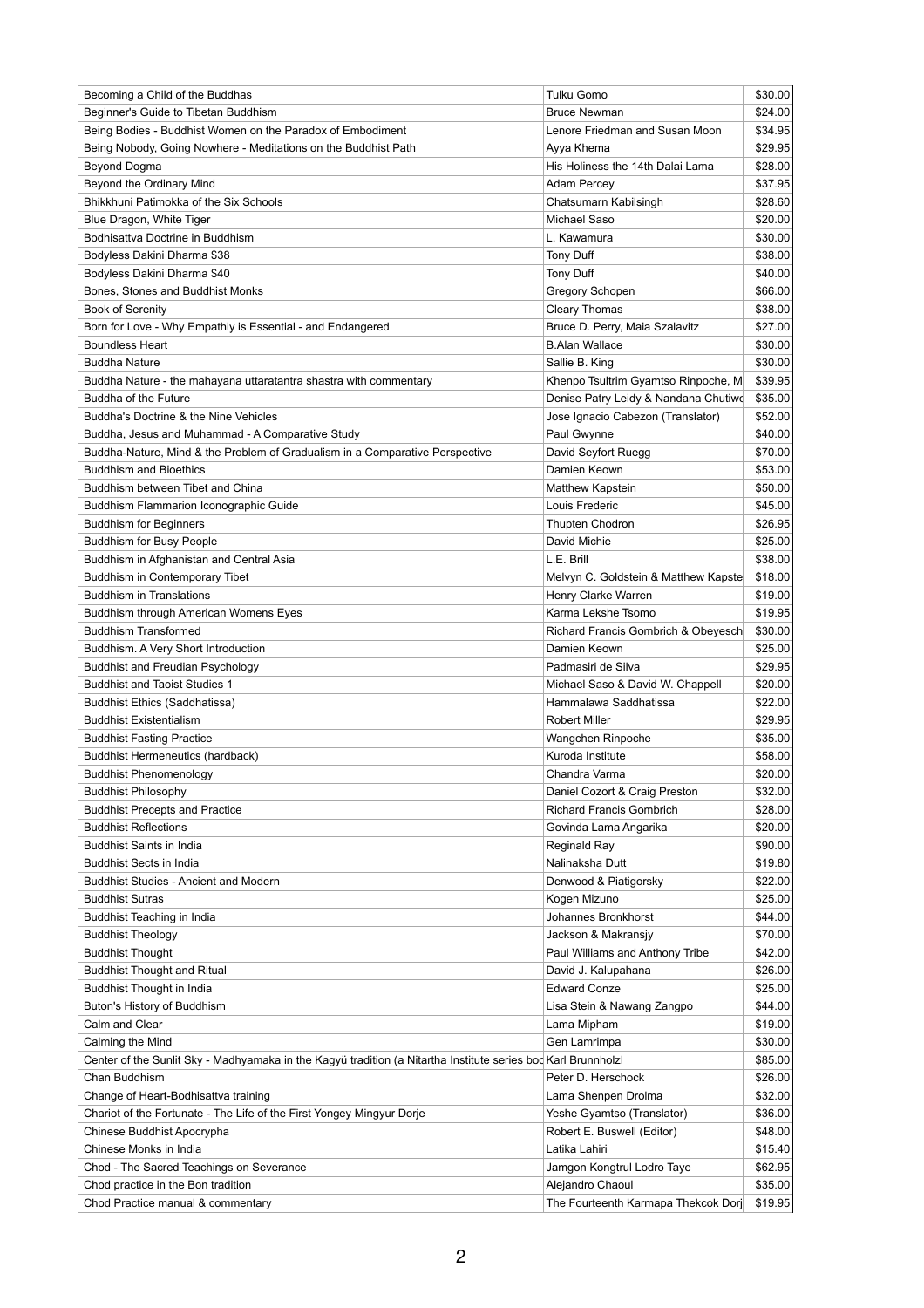| | | |
|---|---|---|
| Becoming a Child of the Buddhas | Tulku Gomo | $30.00 |
| Beginner's Guide to Tibetan Buddhism | Bruce Newman | $24.00 |
| Being Bodies - Buddhist Women on the Paradox of Embodiment | Lenore Friedman and Susan Moon | $34.95 |
| Being Nobody, Going Nowhere - Meditations on the Buddhist Path | Ayya Khema | $29.95 |
| Beyond Dogma | His Holiness the 14th Dalai Lama | $28.00 |
| Beyond the Ordinary Mind | Adam Percey | $37.95 |
| Bhikkhuni Patimokka of the Six Schools | Chatsumarn Kabilsingh | $28.60 |
| Blue Dragon, White Tiger | Michael Saso | $20.00 |
| Bodhisattva Doctrine in Buddhism | L. Kawamura | $30.00 |
| Bodyless Dakini Dharma $38 | Tony Duff | $38.00 |
| Bodyless Dakini Dharma $40 | Tony Duff | $40.00 |
| Bones, Stones and Buddhist Monks | Gregory Schopen | $66.00 |
| Book of Serenity | Cleary Thomas | $38.00 |
| Born for Love - Why Empathiy is Essential - and Endangered | Bruce D. Perry, Maia Szalavitz | $27.00 |
| Boundless Heart | B.Alan Wallace | $30.00 |
| Buddha Nature | Sallie B. King | $30.00 |
| Buddha Nature - the mahayana uttaratantra shastra with commentary | Khenpo Tsultrim Gyamtso Rinpoche, M | $39.95 |
| Buddha of the Future | Denise Patry Leidy & Nandana Chutiwo | $35.00 |
| Buddha's Doctrine & the Nine Vehicles | Jose Ignacio Cabezon (Translator) | $52.00 |
| Buddha, Jesus and Muhammad - A Comparative Study | Paul Gwynne | $40.00 |
| Buddha-Nature, Mind & the Problem of Gradualism in a Comparative Perspective | David Seyfort Ruegg | $70.00 |
| Buddhism and Bioethics | Damien Keown | $53.00 |
| Buddhism between Tibet and China | Matthew Kapstein | $50.00 |
| Buddhism Flammarion Iconographic Guide | Louis Frederic | $45.00 |
| Buddhism for Beginners | Thupten Chodron | $26.95 |
| Buddhism for Busy People | David Michie | $25.00 |
| Buddhism in Afghanistan and Central Asia | L.E. Brill | $38.00 |
| Buddhism in Contemporary Tibet | Melvyn C. Goldstein & Matthew Kapste | $18.00 |
| Buddhism in Translations | Henry Clarke Warren | $19.00 |
| Buddhism through American Womens Eyes | Karma Lekshe Tsomo | $19.95 |
| Buddhism Transformed | Richard Francis Gombrich & Obeyesch | $30.00 |
| Buddhism. A Very Short Introduction | Damien Keown | $25.00 |
| Buddhist and Freudian Psychology | Padmasiri de Silva | $29.95 |
| Buddhist and Taoist Studies 1 | Michael Saso & David W. Chappell | $20.00 |
| Buddhist Ethics (Saddhatissa) | Hammalawa Saddhatissa | $22.00 |
| Buddhist Existentialism | Robert Miller | $29.95 |
| Buddhist Fasting Practice | Wangchen Rinpoche | $35.00 |
| Buddhist Hermeneutics (hardback) | Kuroda Institute | $58.00 |
| Buddhist Phenomenology | Chandra Varma | $20.00 |
| Buddhist Philosophy | Daniel Cozort & Craig Preston | $32.00 |
| Buddhist Precepts and Practice | Richard Francis Gombrich | $28.00 |
| Buddhist Reflections | Govinda Lama Angarika | $20.00 |
| Buddhist Saints in India | Reginald Ray | $90.00 |
| Buddhist Sects in India | Nalinaksha Dutt | $19.80 |
| Buddhist Studies - Ancient and Modern | Denwood & Piatigorsky | $22.00 |
| Buddhist Sutras | Kogen Mizuno | $25.00 |
| Buddhist Teaching in India | Johannes Bronkhorst | $44.00 |
| Buddhist Theology | Jackson & Makransjy | $70.00 |
| Buddhist Thought | Paul Williams and Anthony Tribe | $42.00 |
| Buddhist Thought and Ritual | David J. Kalupahana | $26.00 |
| Buddhist Thought in India | Edward Conze | $25.00 |
| Buton's History of Buddhism | Lisa Stein & Nawang Zangpo | $44.00 |
| Calm and Clear | Lama Mipham | $19.00 |
| Calming the Mind | Gen Lamrimpa | $30.00 |
| Center of the Sunlit Sky - Madhyamaka in the Kagyü tradition (a Nitartha Institute series boo | Karl Brunnholzl | $85.00 |
| Chan Buddhism | Peter D. Herschock | $26.00 |
| Change of Heart-Bodhisattva training | Lama Shenpen Drolma | $32.00 |
| Chariot of the Fortunate - The Life of the First Yongey Mingyur Dorje | Yeshe Gyamtso (Translator) | $36.00 |
| Chinese Buddhist Apocrypha | Robert E. Buswell (Editor) | $48.00 |
| Chinese Monks in India | Latika Lahiri | $15.40 |
| Chod - The Sacred Teachings on Severance | Jamgon Kongtrul Lodro Taye | $62.95 |
| Chod practice in the Bon tradition | Alejandro Chaoul | $35.00 |
| Chod Practice manual & commentary | The Fourteenth Karmapa Thekcok Dorj | $19.95 |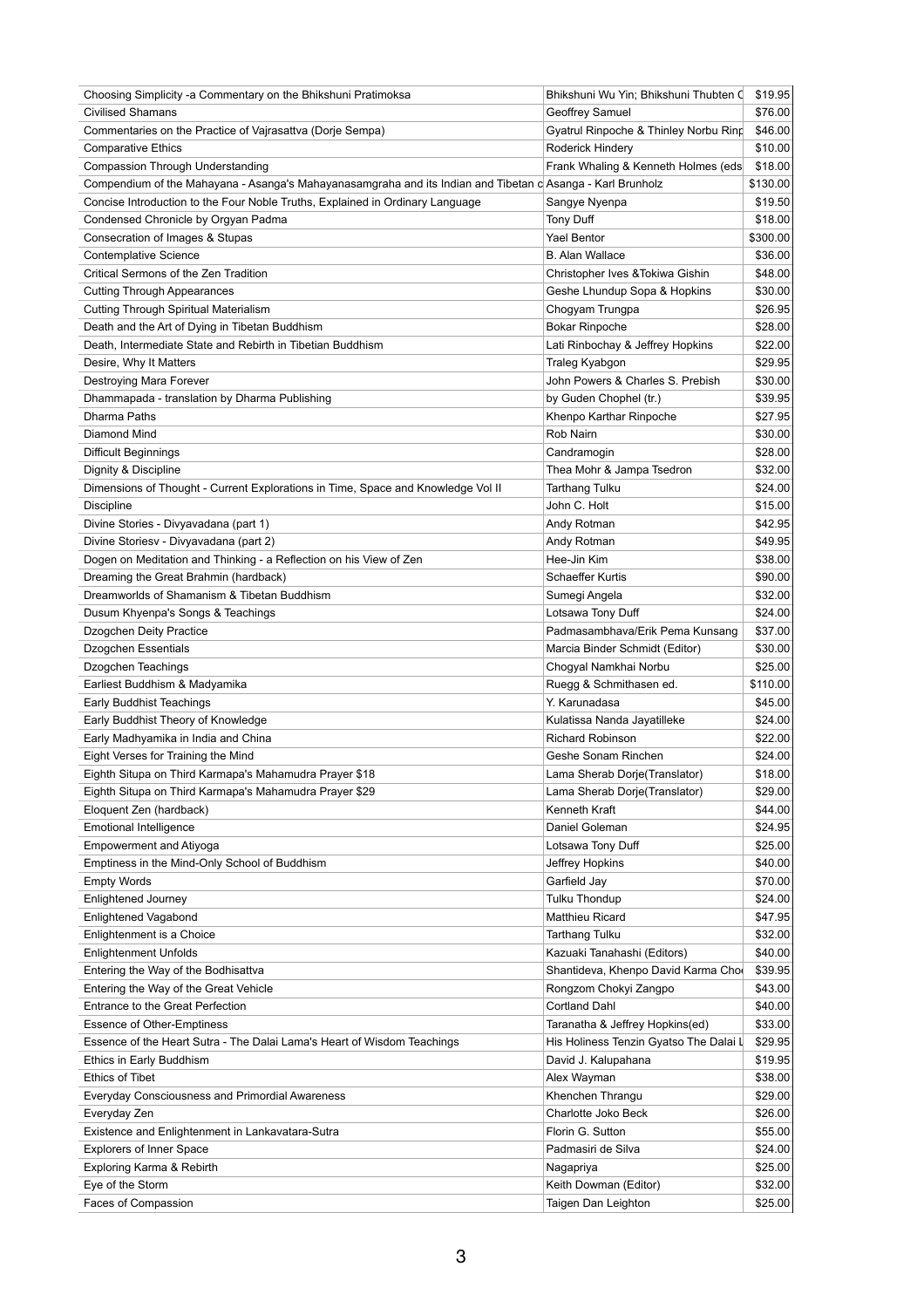| Choosing Simplicity -a Commentary on the Bhikshuni Pratimoksa | Bhikshuni Wu Yin; Bhikshuni Thubten C | $19.95 |
|---|---|---|
| Civilised Shamans | Geoffrey Samuel | $76.00 |
| Commentaries on the Practice of Vajrasattva (Dorje Sempa) | Gyatrul Rinpoche & Thinley Norbu Rinp | $46.00 |
| Comparative Ethics | Roderick Hindery | $10.00 |
| Compassion Through Understanding | Frank Whaling & Kenneth Holmes (eds | $18.00 |
| Compendium of the Mahayana - Asanga's Mahayanasamgraha and its Indian and Tibetan c | Asanga - Karl Brunholz | $130.00 |
| Concise Introduction to the Four Noble Truths, Explained in Ordinary Language | Sangye Nyenpa | $19.50 |
| Condensed Chronicle by Orgyan Padma | Tony Duff | $18.00 |
| Consecration of Images & Stupas | Yael Bentor | $300.00 |
| Contemplative Science | B. Alan Wallace | $36.00 |
| Critical Sermons of the Zen Tradition | Christopher Ives &Tokiwa Gishin | $48.00 |
| Cutting Through Appearances | Geshe Lhundup Sopa & Hopkins | $30.00 |
| Cutting Through Spiritual Materialism | Chogyam Trungpa | $26.95 |
| Death and the Art of Dying in Tibetan Buddhism | Bokar Rinpoche | $28.00 |
| Death, Intermediate State and Rebirth in Tibetian Buddhism | Lati Rinbochay & Jeffrey Hopkins | $22.00 |
| Desire, Why It Matters | Traleg Kyabgon | $29.95 |
| Destroying Mara Forever | John Powers & Charles S. Prebish | $30.00 |
| Dhammapada - translation by Dharma Publishing | by Guden Chophel (tr.) | $39.95 |
| Dharma Paths | Khenpo Karthar Rinpoche | $27.95 |
| Diamond Mind | Rob Nairn | $30.00 |
| Difficult Beginnings | Candramogin | $28.00 |
| Dignity & Discipline | Thea Mohr & Jampa Tsedron | $32.00 |
| Dimensions of Thought - Current Explorations in Time, Space and Knowledge Vol II | Tarthang Tulku | $24.00 |
| Discipline | John C. Holt | $15.00 |
| Divine Stories - Divyavadana (part 1) | Andy Rotman | $42.95 |
| Divine Storiesv - Divyavadana (part 2) | Andy Rotman | $49.95 |
| Dogen on Meditation and Thinking - a Reflection on his View of Zen | Hee-Jin Kim | $38.00 |
| Dreaming the Great Brahmin (hardback) | Schaeffer Kurtis | $90.00 |
| Dreamworlds of Shamanism & Tibetan Buddhism | Sumegi Angela | $32.00 |
| Dusum Khyenpa's Songs & Teachings | Lotsawa Tony Duff | $24.00 |
| Dzogchen Deity Practice | Padmasambhava/Erik Pema Kunsang | $37.00 |
| Dzogchen Essentials | Marcia Binder Schmidt (Editor) | $30.00 |
| Dzogchen Teachings | Chogyal Namkhai Norbu | $25.00 |
| Earliest Buddhism & Madyamika | Ruegg & Schmithasen ed. | $110.00 |
| Early Buddhist Teachings | Y. Karunadasa | $45.00 |
| Early Buddhist Theory of Knowledge | Kulatissa Nanda Jayatilleke | $24.00 |
| Early Madhyamika in India and China | Richard Robinson | $22.00 |
| Eight Verses for Training the Mind | Geshe Sonam Rinchen | $24.00 |
| Eighth Situpa on Third Karmapa's Mahamudra Prayer $18 | Lama Sherab Dorje(Translator) | $18.00 |
| Eighth Situpa on Third Karmapa's Mahamudra Prayer $29 | Lama Sherab Dorje(Translator) | $29.00 |
| Eloquent Zen (hardback) | Kenneth Kraft | $44.00 |
| Emotional Intelligence | Daniel Goleman | $24.95 |
| Empowerment and Atiyoga | Lotsawa Tony Duff | $25.00 |
| Emptiness in the Mind-Only School of Buddhism | Jeffrey Hopkins | $40.00 |
| Empty Words | Garfield Jay | $70.00 |
| Enlightened Journey | Tulku Thondup | $24.00 |
| Enlightened Vagabond | Matthieu Ricard | $47.95 |
| Enlightenment is a Choice | Tarthang Tulku | $32.00 |
| Enlightenment Unfolds | Kazuaki Tanahashi (Editors) | $40.00 |
| Entering the Way of the Bodhisattva | Shantideva, Khenpo David Karma Cho | $39.95 |
| Entering the Way of the Great Vehicle | Rongzom Chokyi Zangpo | $43.00 |
| Entrance to the Great Perfection | Cortland Dahl | $40.00 |
| Essence of Other-Emptiness | Taranatha & Jeffrey Hopkins(ed) | $33.00 |
| Essence of the Heart Sutra - The Dalai Lama's Heart of Wisdom Teachings | His Holiness Tenzin Gyatso The Dalai L | $29.95 |
| Ethics in Early Buddhism | David J. Kalupahana | $19.95 |
| Ethics of Tibet | Alex Wayman | $38.00 |
| Everyday Consciousness and Primordial Awareness | Khenchen Thrangu | $29.00 |
| Everyday Zen | Charlotte Joko Beck | $26.00 |
| Existence and Enlightenment in Lankavatara-Sutra | Florin G. Sutton | $55.00 |
| Explorers of Inner Space | Padmasiri de Silva | $24.00 |
| Exploring Karma & Rebirth | Nagapriya | $25.00 |
| Eye of the Storm | Keith Dowman (Editor) | $32.00 |
| Faces of Compassion | Taigen Dan Leighton | $25.00 |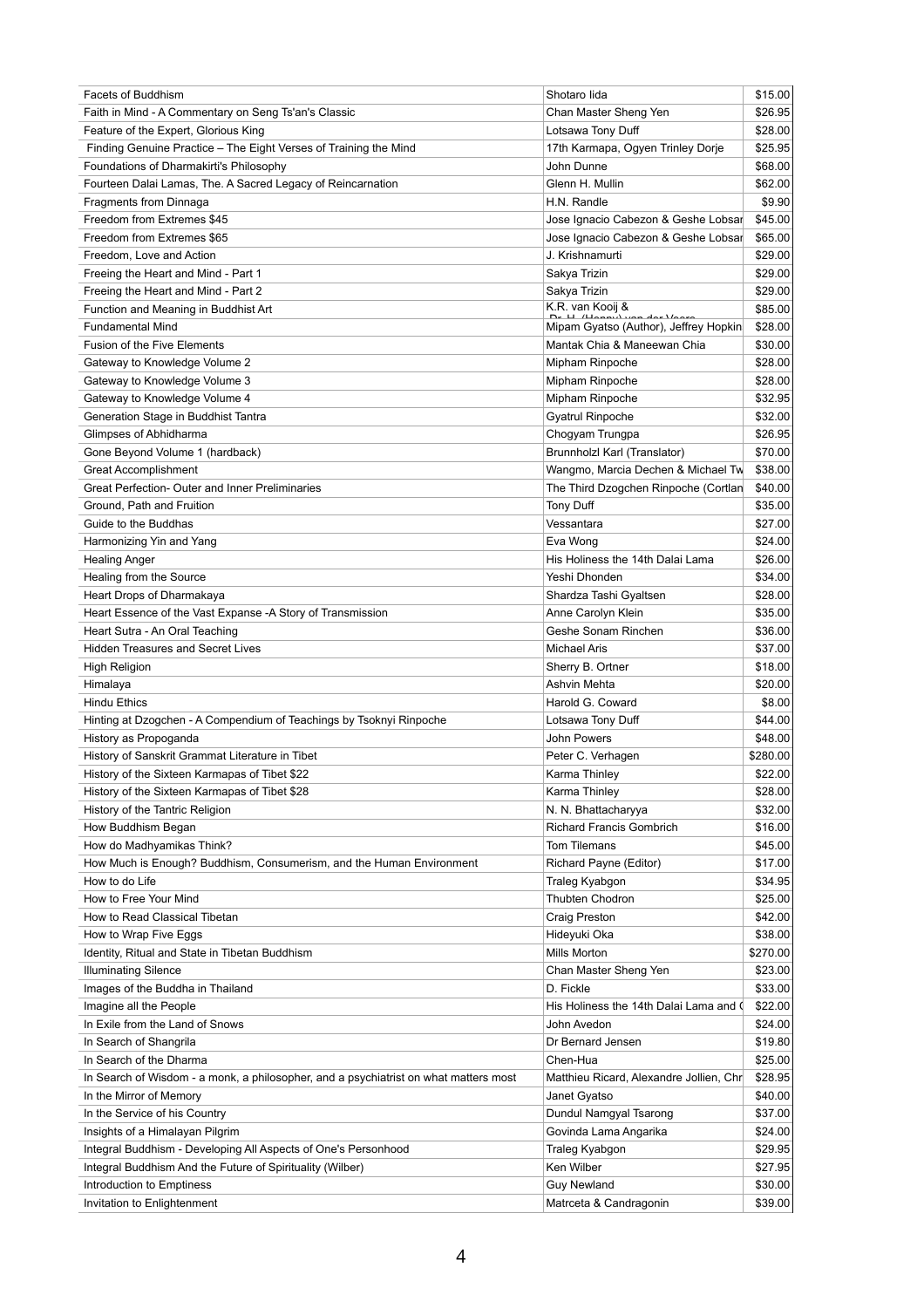| Facets of Buddhism | Shotaro Iida | $15.00 |
|---|---|---|
| Faith in Mind - A Commentary on Seng Ts'an's Classic | Chan Master Sheng Yen | $26.95 |
| Feature of the Expert, Glorious King | Lotsawa Tony Duff | $28.00 |
| Finding Genuine Practice – The Eight Verses of Training the Mind | 17th Karmapa, Ogyen Trinley Dorje | $25.95 |
| Foundations of Dharmakirti's Philosophy | John Dunne | $68.00 |
| Fourteen Dalai Lamas, The. A Sacred Legacy of Reincarnation | Glenn H. Mullin | $62.00 |
| Fragments from Dinnaga | H.N. Randle | $9.90 |
| Freedom from Extremes $45 | Jose Ignacio Cabezon & Geshe Lobsar | $45.00 |
| Freedom from Extremes $65 | Jose Ignacio Cabezon & Geshe Lobsar | $65.00 |
| Freedom, Love and Action | J. Krishnamurti | $29.00 |
| Freeing the Heart and Mind - Part 1 | Sakya Trizin | $29.00 |
| Freeing the Heart and Mind - Part 2 | Sakya Trizin | $29.00 |
| Function and Meaning in Buddhist Art | K.R. van Kooij & | $85.00 |
| Fundamental Mind | Mipam Gyatso (Author), Jeffrey Hopkin | $28.00 |
| Fusion of the Five Elements | Mantak Chia & Maneewan Chia | $30.00 |
| Gateway to Knowledge Volume 2 | Mipham Rinpoche | $28.00 |
| Gateway to Knowledge Volume 3 | Mipham Rinpoche | $28.00 |
| Gateway to Knowledge Volume 4 | Mipham Rinpoche | $32.95 |
| Generation Stage in Buddhist Tantra | Gyatrul Rinpoche | $32.00 |
| Glimpses of Abhidharma | Chogyam Trungpa | $26.95 |
| Gone Beyond Volume 1 (hardback) | Brunnholzl Karl (Translator) | $70.00 |
| Great Accomplishment | Wangmo, Marcia Dechen & Michael Tw | $38.00 |
| Great Perfection- Outer and Inner Preliminaries | The Third Dzogchen Rinpoche (Cortlan | $40.00 |
| Ground, Path and Fruition | Tony Duff | $35.00 |
| Guide to the Buddhas | Vessantara | $27.00 |
| Harmonizing Yin and Yang | Eva Wong | $24.00 |
| Healing Anger | His Holiness the 14th Dalai Lama | $26.00 |
| Healing from the Source | Yeshi Dhonden | $34.00 |
| Heart Drops of Dharmakaya | Shardza Tashi Gyaltsen | $28.00 |
| Heart Essence of the Vast Expanse -A Story of Transmission | Anne Carolyn Klein | $35.00 |
| Heart Sutra - An Oral Teaching | Geshe Sonam Rinchen | $36.00 |
| Hidden Treasures and Secret Lives | Michael Aris | $37.00 |
| High Religion | Sherry B. Ortner | $18.00 |
| Himalaya | Ashvin Mehta | $20.00 |
| Hindu Ethics | Harold G. Coward | $8.00 |
| Hinting at Dzogchen - A Compendium of Teachings by Tsoknyi Rinpoche | Lotsawa Tony Duff | $44.00 |
| History as Propoganda | John Powers | $48.00 |
| History of Sanskrit Grammat Literature in Tibet | Peter C. Verhagen | $280.00 |
| History of the Sixteen Karmapas of Tibet $22 | Karma Thinley | $22.00 |
| History of the Sixteen Karmapas of Tibet $28 | Karma Thinley | $28.00 |
| History of the Tantric Religion | N. N. Bhattacharyya | $32.00 |
| How Buddhism Began | Richard Francis Gombrich | $16.00 |
| How do Madhyamikas Think? | Tom Tilemans | $45.00 |
| How Much is Enough? Buddhism, Consumerism, and the Human Environment | Richard Payne (Editor) | $17.00 |
| How to do Life | Traleg Kyabgon | $34.95 |
| How to Free Your Mind | Thubten Chodron | $25.00 |
| How to Read Classical Tibetan | Craig Preston | $42.00 |
| How to Wrap Five Eggs | Hideyuki Oka | $38.00 |
| Identity, Ritual and State in Tibetan Buddhism | Mills Morton | $270.00 |
| Illuminating Silence | Chan Master Sheng Yen | $23.00 |
| Images of the Buddha in Thailand | D. Fickle | $33.00 |
| Imagine all the People | His Holiness the 14th Dalai Lama and ( | $22.00 |
| In Exile from the Land of Snows | John Avedon | $24.00 |
| In Search of Shangrila | Dr Bernard Jensen | $19.80 |
| In Search of the Dharma | Chen-Hua | $25.00 |
| In Search of Wisdom - a monk, a philosopher, and a psychiatrist on what matters most | Matthieu Ricard, Alexandre Jollien, Chr | $28.95 |
| In the Mirror of Memory | Janet Gyatso | $40.00 |
| In the Service of his Country | Dundul Namgyal Tsarong | $37.00 |
| Insights of a Himalayan Pilgrim | Govinda Lama Angarika | $24.00 |
| Integral Buddhism - Developing All Aspects of One's Personhood | Traleg Kyabgon | $29.95 |
| Integral Buddhism And the Future of Spirituality (Wilber) | Ken Wilber | $27.95 |
| Introduction to Emptiness | Guy Newland | $30.00 |
| Invitation to Enlightenment | Matrceta & Candragonin | $39.00 |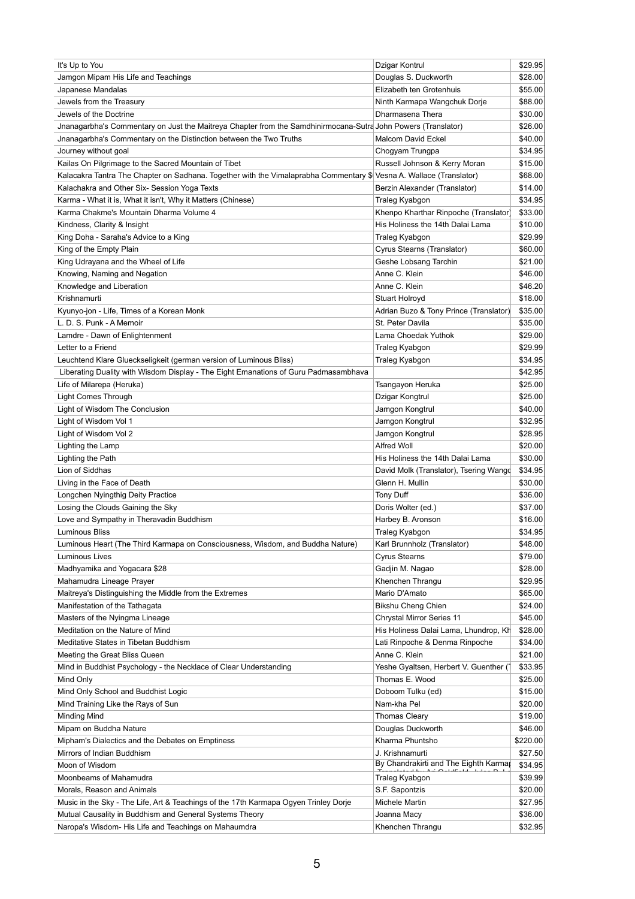| It's Up to You | Dzigar Kontrul | $29.95 |
|---|---|---|
| Jamgon Mipam His Life and Teachings | Douglas S. Duckworth | $28.00 |
| Japanese Mandalas | Elizabeth ten Grotenhuis | $55.00 |
| Jewels from the Treasury | Ninth Karmapa Wangchuk Dorje | $88.00 |
| Jewels of the Doctrine | Dharmasena Thera | $30.00 |
| Jnanagarbha's Commentary on Just the Maitreya Chapter from the Samdhinirmocana-Sutra | John Powers (Translator) | $26.00 |
| Jnanagarbha's Commentary on the Distinction between the Two Truths | Malcom David Eckel | $40.00 |
| Journey without goal | Chogyam Trungpa | $34.95 |
| Kailas On Pilgrimage to the Sacred Mountain of Tibet | Russell Johnson & Kerry Moran | $15.00 |
| Kalacakra Tantra The Chapter on Sadhana. Together with the Vimalaprabha Commentary $ | Vesna A. Wallace (Translator) | $68.00 |
| Kalachakra and Other Six- Session Yoga Texts | Berzin Alexander (Translator) | $14.00 |
| Karma - What it is, What it isn't, Why it Matters (Chinese) | Traleg Kyabgon | $34.95 |
| Karma Chakme's Mountain Dharma Volume 4 | Khenpo Kharthar Rinpoche (Translator) | $33.00 |
| Kindness, Clarity & Insight | His Holiness the 14th Dalai Lama | $10.00 |
| King Doha - Saraha's Advice to a King | Traleg Kyabgon | $29.99 |
| King of the Empty Plain | Cyrus Stearns (Translator) | $60.00 |
| King Udrayana and the Wheel of Life | Geshe Lobsang Tarchin | $21.00 |
| Knowing, Naming and Negation | Anne C. Klein | $46.00 |
| Knowledge and Liberation | Anne C. Klein | $46.20 |
| Krishnamurti | Stuart Holroyd | $18.00 |
| Kyunyo-jon - Life, Times of a Korean Monk | Adrian Buzo & Tony Prince (Translator) | $35.00 |
| L. D. S. Punk - A Memoir | St. Peter Davila | $35.00 |
| Lamdre - Dawn of Enlightenment | Lama Choedak Yuthok | $29.00 |
| Letter to a Friend | Traleg Kyabgon | $29.99 |
| Leuchtend Klare Glueckseligkeit (german version of Luminous Bliss) | Traleg Kyabgon | $34.95 |
| Liberating Duality with Wisdom Display - The Eight Emanations of Guru Padmasambhava | | $42.95 |
| Life of Milarepa (Heruka) | Tsangayon Heruka | $25.00 |
| Light Comes Through | Dzigar Kongtrul | $25.00 |
| Light of Wisdom The Conclusion | Jamgon Kongtrul | $40.00 |
| Light of Wisdom Vol 1 | Jamgon Kongtrul | $32.95 |
| Light of Wisdom Vol 2 | Jamgon Kongtrul | $28.95 |
| Lighting the Lamp | Alfred Woll | $20.00 |
| Lighting the Path | His Holiness the 14th Dalai Lama | $30.00 |
| Lion of Siddhas | David Molk (Translator), Tsering Wangd | $34.95 |
| Living in the Face of Death | Glenn H. Mullin | $30.00 |
| Longchen Nyingthig Deity Practice | Tony Duff | $36.00 |
| Losing the Clouds Gaining the Sky | Doris Wolter (ed.) | $37.00 |
| Love and Sympathy in Theravadin Buddhism | Harbey B. Aronson | $16.00 |
| Luminous Bliss | Traleg Kyabgon | $34.95 |
| Luminous Heart (The Third Karmapa on Consciousness, Wisdom, and Buddha Nature) | Karl Brunnholz (Translator) | $48.00 |
| Luminous Lives | Cyrus Stearns | $79.00 |
| Madhyamika and Yogacara $28 | Gadjin M. Nagao | $28.00 |
| Mahamudra Lineage Prayer | Khenchen Thrangu | $29.95 |
| Maitreya's Distinguishing the Middle from the Extremes | Mario D'Amato | $65.00 |
| Manifestation of the Tathagata | Bikshu Cheng Chien | $24.00 |
| Masters of the Nyingma Lineage | Chrystal Mirror Series 11 | $45.00 |
| Meditation on the Nature of Mind | His Holiness Dalai Lama, Lhundrop, Kh | $28.00 |
| Meditative States in Tibetan Buddhism | Lati Rinpoche & Denma Rinpoche | $34.00 |
| Meeting the Great Bliss Queen | Anne C. Klein | $21.00 |
| Mind in Buddhist Psychology - the Necklace of Clear Understanding | Yeshe Gyaltsen, Herbert V. Guenther (T | $33.95 |
| Mind Only | Thomas E. Wood | $25.00 |
| Mind Only School and Buddhist Logic | Doboom Tulku (ed) | $15.00 |
| Mind Training Like the Rays of Sun | Nam-kha Pel | $20.00 |
| Minding Mind | Thomas Cleary | $19.00 |
| Mipam on Buddha Nature | Douglas Duckworth | $46.00 |
| Mipham's Dialectics and the Debates on Emptiness | Kharma Phuntsho | $220.00 |
| Mirrors of Indian Buddhism | J. Krishnamurti | $27.50 |
| Moon of Wisdom | By Chandrakirti and The Eighth Karmap | $34.95 |
| Moonbeams of Mahamudra | Traleg Kyabgon | $39.99 |
| Morals, Reason and Animals | S.F. Sapontzis | $20.00 |
| Music in the Sky - The Life, Art & Teachings of the 17th Karmapa Ogyen Trinley Dorje | Michele Martin | $27.95 |
| Mutual Causality in Buddhism and General Systems Theory | Joanna Macy | $36.00 |
| Naropa's Wisdom- His Life and Teachings on Mahaumdra | Khenchen Thrangu | $32.95 |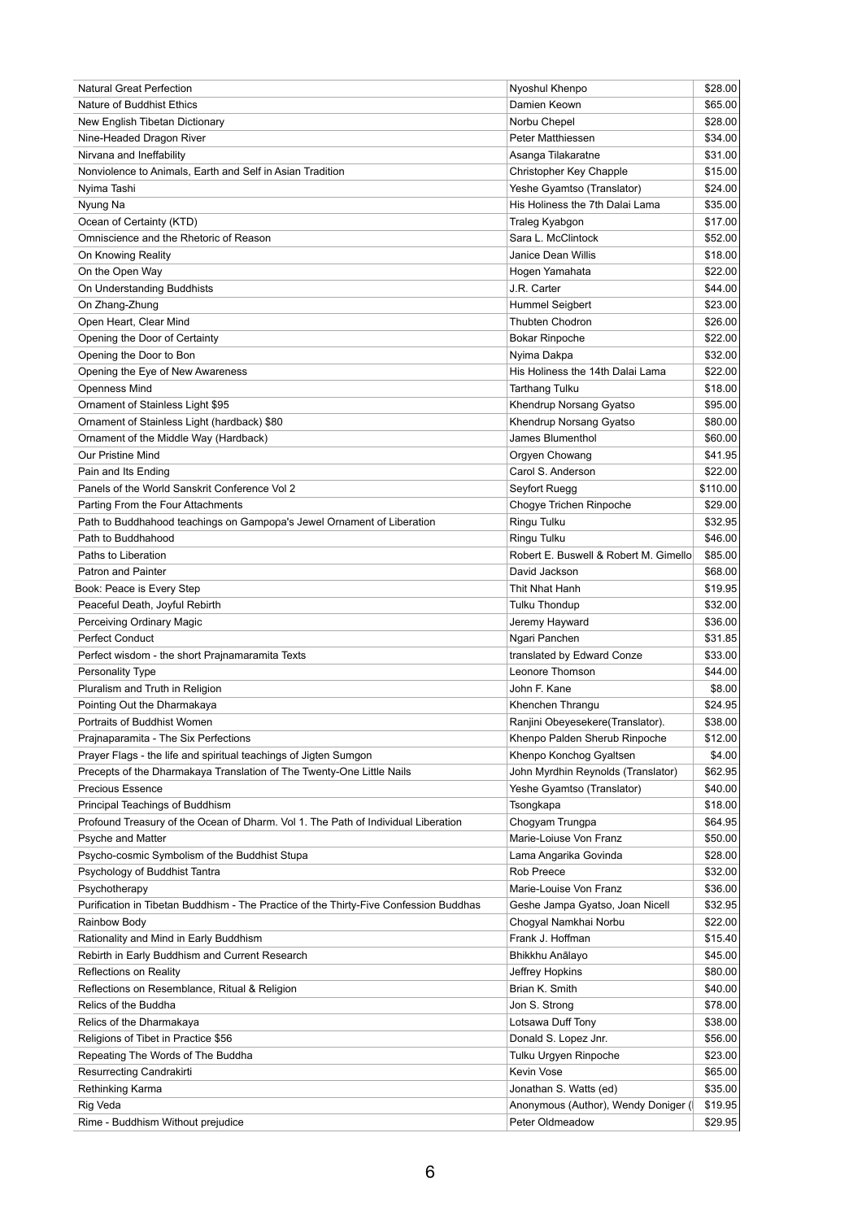| Natural Great Perfection | Nyoshul Khenpo | $28.00 |
|---|---|---|
| Nature of Buddhist Ethics | Damien Keown | $65.00 |
| New English Tibetan Dictionary | Norbu Chepel | $28.00 |
| Nine-Headed Dragon River | Peter Matthiessen | $34.00 |
| Nirvana and Ineffability | Asanga Tilakaratne | $31.00 |
| Nonviolence to Animals, Earth and Self in Asian Tradition | Christopher Key Chapple | $15.00 |
| Nyima Tashi | Yeshe Gyamtso (Translator) | $24.00 |
| Nyung Na | His Holiness the 7th Dalai Lama | $35.00 |
| Ocean of Certainty (KTD) | Traleg Kyabgon | $17.00 |
| Omniscience and the Rhetoric of Reason | Sara L. McClintock | $52.00 |
| On Knowing Reality | Janice Dean Willis | $18.00 |
| On the Open Way | Hogen Yamahata | $22.00 |
| On Understanding Buddhists | J.R. Carter | $44.00 |
| On Zhang-Zhung | Hummel Seigbert | $23.00 |
| Open Heart, Clear Mind | Thubten Chodron | $26.00 |
| Opening the Door of Certainty | Bokar Rinpoche | $22.00 |
| Opening the Door to Bon | Nyima Dakpa | $32.00 |
| Opening the Eye of New Awareness | His Holiness the 14th Dalai Lama | $22.00 |
| Openness Mind | Tarthang Tulku | $18.00 |
| Ornament of Stainless Light $95 | Khendrup Norsang Gyatso | $95.00 |
| Ornament of Stainless Light (hardback) $80 | Khendrup Norsang Gyatso | $80.00 |
| Ornament of the Middle Way (Hardback) | James Blumenthol | $60.00 |
| Our Pristine Mind | Orgyen Chowang | $41.95 |
| Pain and Its Ending | Carol S. Anderson | $22.00 |
| Panels of the World Sanskrit Conference Vol 2 | Seyfort Ruegg | $110.00 |
| Parting From the Four Attachments | Chogye Trichen Rinpoche | $29.00 |
| Path to Buddhahood teachings on Gampopa's Jewel Ornament of Liberation | Ringu Tulku | $32.95 |
| Path to Buddhahood | Ringu Tulku | $46.00 |
| Paths to Liberation | Robert E. Buswell & Robert M. Gimello | $85.00 |
| Patron and Painter | David Jackson | $68.00 |
| Book: Peace is Every Step | Thit Nhat Hanh | $19.95 |
| Peaceful Death, Joyful Rebirth | Tulku Thondup | $32.00 |
| Perceiving Ordinary Magic | Jeremy Hayward | $36.00 |
| Perfect Conduct | Ngari Panchen | $31.85 |
| Perfect wisdom - the short Prajnamaramita Texts | translated by Edward Conze | $33.00 |
| Personality Type | Leonore Thomson | $44.00 |
| Pluralism and Truth in Religion | John F. Kane | $8.00 |
| Pointing Out the Dharmakaya | Khenchen Thrangu | $24.95 |
| Portraits of Buddhist Women | Ranjini Obeyesekere(Translator). | $38.00 |
| Prajnaparamita - The Six Perfections | Khenpo Palden Sherub Rinpoche | $12.00 |
| Prayer Flags - the life and spiritual teachings of Jigten Sumgon | Khenpo Konchog Gyaltsen | $4.00 |
| Precepts of the Dharmakaya Translation of The Twenty-One Little Nails | John Myrdhin Reynolds (Translator) | $62.95 |
| Precious Essence | Yeshe Gyamtso (Translator) | $40.00 |
| Principal Teachings of Buddhism | Tsongkapa | $18.00 |
| Profound Treasury of the Ocean of Dharm. Vol 1. The Path of Individual Liberation | Chogyam Trungpa | $64.95 |
| Psyche and Matter | Marie-Loiuse Von Franz | $50.00 |
| Psycho-cosmic Symbolism of the Buddhist Stupa | Lama Angarika Govinda | $28.00 |
| Psychology of Buddhist Tantra | Rob Preece | $32.00 |
| Psychotherapy | Marie-Louise Von Franz | $36.00 |
| Purification in Tibetan Buddhism - The Practice of the Thirty-Five Confession Buddhas | Geshe Jampa Gyatso, Joan Nicell | $32.95 |
| Rainbow Body | Chogyal Namkhai Norbu | $22.00 |
| Rationality and Mind in Early Buddhism | Frank J. Hoffman | $15.40 |
| Rebirth in Early Buddhism and Current Research | Bhikkhu Anālayo | $45.00 |
| Reflections on Reality | Jeffrey Hopkins | $80.00 |
| Reflections on Resemblance, Ritual & Religion | Brian K. Smith | $40.00 |
| Relics of the Buddha | Jon S. Strong | $78.00 |
| Relics of the Dharmakaya | Lotsawa Duff Tony | $38.00 |
| Religions of Tibet in Practice $56 | Donald S. Lopez Jnr. | $56.00 |
| Repeating The Words of The Buddha | Tulku Urgyen Rinpoche | $23.00 |
| Resurrecting Candrakirti | Kevin Vose | $65.00 |
| Rethinking Karma | Jonathan S. Watts (ed) | $35.00 |
| Rig Veda | Anonymous (Author), Wendy Doniger ( | $19.95 |
| Rime - Buddhism Without prejudice | Peter Oldmeadow | $29.95 |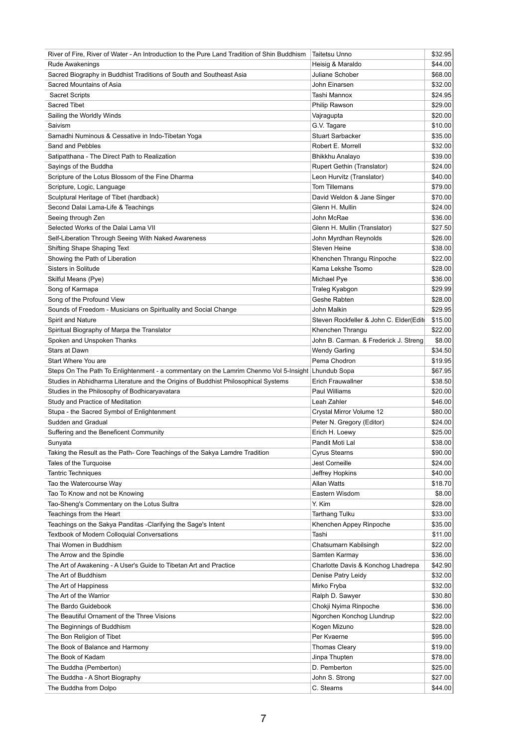| | | |
|---|---|---|
| River of Fire, River of Water - An Introduction to the Pure Land Tradition of Shin Buddhism | Taitetsu Unno | $32.95 |
| Rude Awakenings | Heisig & Maraldo | $44.00 |
| Sacred Biography in Buddhist Traditions of South and Southeast Asia | Juliane Schober | $68.00 |
| Sacred Mountains of Asia | John Einarsen | $32.00 |
| Sacret Scripts | Tashi Mannox | $24.95 |
| Sacred Tibet | Philip Rawson | $29.00 |
| Sailing the Worldly Winds | Vajragupta | $20.00 |
| Saivism | G.V. Tagare | $10.00 |
| Samadhi Numinous & Cessative in Indo-Tibetan Yoga | Stuart Sarbacker | $35.00 |
| Sand and Pebbles | Robert E. Morrell | $32.00 |
| Satipatthana - The Direct Path to Realization | Bhikkhu Analayo | $39.00 |
| Sayings of the Buddha | Rupert Gethin (Translator) | $24.00 |
| Scripture of the Lotus Blossom of the Fine Dharma | Leon Hurvitz (Translator) | $40.00 |
| Scripture, Logic, Language | Tom Tillemans | $79.00 |
| Sculptural Heritage of Tibet (hardback) | David Weldon & Jane Singer | $70.00 |
| Second Dalai Lama-Life & Teachings | Glenn H. Mullin | $24.00 |
| Seeing through Zen | John McRae | $36.00 |
| Selected Works of the Dalai Lama VII | Glenn H. Mullin (Translator) | $27.50 |
| Self-Liberation Through Seeing With Naked Awareness | John Myrdhan Reynolds | $26.00 |
| Shifting Shape Shaping Text | Steven Heine | $38.00 |
| Showing the Path of Liberation | Khenchen Thrangu Rinpoche | $22.00 |
| Sisters in Solitude | Kama Lekshe Tsomo | $28.00 |
| Skilful Means (Pye) | Michael Pye | $36.00 |
| Song of Karmapa | Traleg Kyabgon | $29.99 |
| Song of the Profound View | Geshe Rabten | $28.00 |
| Sounds of Freedom - Musicians on Spirituality and Social Change | John Malkin | $29.95 |
| Spirit and Nature | Steven Rockfeller & John C. Elder(Edit | $15.00 |
| Spiritual Biography of Marpa the Translator | Khenchen Thrangu | $22.00 |
| Spoken and Unspoken Thanks | John B. Carman. & Frederick J. Streng | $8.00 |
| Stars at Dawn | Wendy Garling | $34.50 |
| Start Where You are | Pema Chodron | $19.95 |
| Steps On The Path To Enlightenment - a commentary on the Lamrim Chenmo Vol 5-Insight | Lhundub Sopa | $67.95 |
| Studies in Abhidharma Literature and the Origins of Buddhist Philosophical Systems | Erich Frauwallner | $38.50 |
| Studies in the Philosophy of Bodhicaryavatara | Paul Williams | $20.00 |
| Study and Practice of Meditation | Leah Zahler | $46.00 |
| Stupa - the Sacred Symbol of Enlightenment | Crystal Mirror Volume 12 | $80.00 |
| Sudden and Gradual | Peter N. Gregory (Editor) | $24.00 |
| Suffering and the Beneficent Community | Erich H. Loewy | $25.00 |
| Sunyata | Pandit Moti Lal | $38.00 |
| Taking the Result as the Path- Core Teachings of the Sakya Lamdre Tradition | Cyrus Stearns | $90.00 |
| Tales of the Turquoise | Jest Corneille | $24.00 |
| Tantric Techniques | Jeffrey Hopkins | $40.00 |
| Tao the Watercourse Way | Allan Watts | $18.70 |
| Tao To Know and not be Knowing | Eastern Wisdom | $8.00 |
| Tao-Sheng's Commentary on the Lotus Sultra | Y. Kim | $28.00 |
| Teachings from the Heart | Tarthang Tulku | $33.00 |
| Teachings on the Sakya Panditas -Clarifying the Sage's Intent | Khenchen Appey Rinpoche | $35.00 |
| Textbook of Modern Colloquial Conversations | Tashi | $11.00 |
| Thai Women in Buddhism | Chatsumarn Kabilsingh | $22.00 |
| The Arrow and the Spindle | Samten Karmay | $36.00 |
| The Art of Awakening - A User's Guide to Tibetan Art and Practice | Charlotte Davis & Konchog Lhadrepa | $42.90 |
| The Art of Buddhism | Denise Patry Leidy | $32.00 |
| The Art of Happiness | Mirko Fryba | $32.00 |
| The Art of the Warrior | Ralph D. Sawyer | $30.80 |
| The Bardo Guidebook | Chokji Nyima Rinpoche | $36.00 |
| The Beautiful Ornament of the Three Visions | Ngorchen Konchog Llundrup | $22.00 |
| The Beginnings of Buddhism | Kogen Mizuno | $28.00 |
| The Bon Religion of Tibet | Per Kvaerne | $95.00 |
| The Book of Balance and Harmony | Thomas Cleary | $19.00 |
| The Book of Kadam | Jinpa Thupten | $78.00 |
| The Buddha (Pemberton) | D. Pemberton | $25.00 |
| The Buddha - A Short Biography | John S. Strong | $27.00 |
| The Buddha from Dolpo | C. Stearns | $44.00 |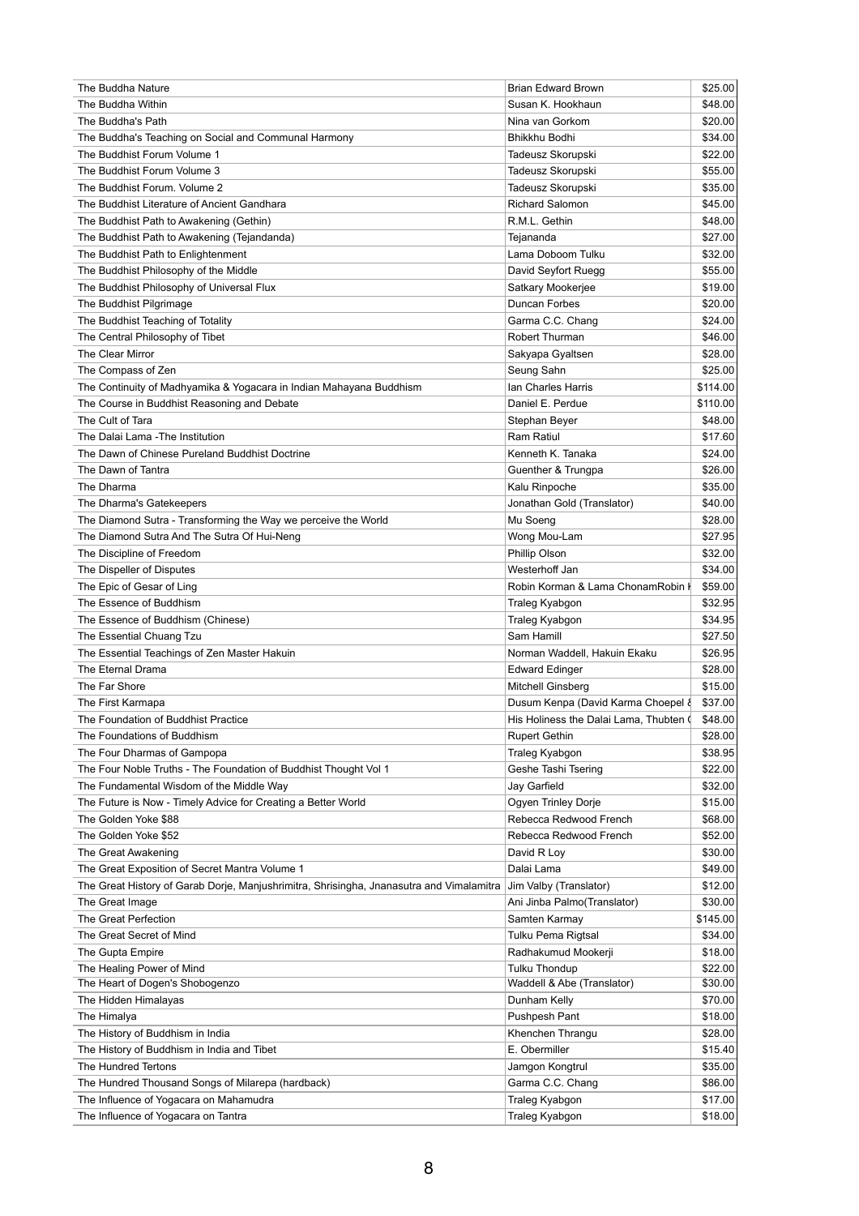| | | |
|---|---|---|
| The Buddha Nature | Brian Edward Brown | $25.00 |
| The Buddha Within | Susan K. Hookhaun | $48.00 |
| The Buddha's Path | Nina van Gorkom | $20.00 |
| The Buddha's Teaching on Social and Communal Harmony | Bhikkhu Bodhi | $34.00 |
| The Buddhist Forum Volume 1 | Tadeusz Skorupski | $22.00 |
| The Buddhist Forum Volume 3 | Tadeusz Skorupski | $55.00 |
| The Buddhist Forum. Volume 2 | Tadeusz Skorupski | $35.00 |
| The Buddhist Literature of Ancient Gandhara | Richard Salomon | $45.00 |
| The Buddhist Path to Awakening (Gethin) | R.M.L. Gethin | $48.00 |
| The Buddhist Path to Awakening (Tejandanda) | Tejananda | $27.00 |
| The Buddhist Path to Enlightenment | Lama Doboom Tulku | $32.00 |
| The Buddhist Philosophy of the Middle | David Seyfort Ruegg | $55.00 |
| The Buddhist Philosophy of Universal Flux | Satkary Mookerjee | $19.00 |
| The Buddhist Pilgrimage | Duncan Forbes | $20.00 |
| The Buddhist Teaching of Totality | Garma C.C. Chang | $24.00 |
| The Central Philosophy of Tibet | Robert Thurman | $46.00 |
| The Clear Mirror | Sakyapa Gyaltsen | $28.00 |
| The Compass of Zen | Seung Sahn | $25.00 |
| The Continuity of Madhyamika & Yogacara in Indian Mahayana Buddhism | Ian Charles Harris | $114.00 |
| The Course in Buddhist Reasoning and Debate | Daniel E. Perdue | $110.00 |
| The Cult of Tara | Stephan Beyer | $48.00 |
| The Dalai Lama -The Institution | Ram Ratiul | $17.60 |
| The Dawn of Chinese Pureland Buddhist Doctrine | Kenneth K. Tanaka | $24.00 |
| The Dawn of Tantra | Guenther & Trungpa | $26.00 |
| The Dharma | Kalu Rinpoche | $35.00 |
| The Dharma's Gatekeepers | Jonathan Gold (Translator) | $40.00 |
| The Diamond Sutra - Transforming the Way we perceive the World | Mu Soeng | $28.00 |
| The Diamond Sutra And The Sutra Of Hui-Neng | Wong Mou-Lam | $27.95 |
| The Discipline of Freedom | Phillip Olson | $32.00 |
| The Dispeller of Disputes | Westerhoff Jan | $34.00 |
| The Epic of Gesar of Ling | Robin Korman & Lama ChonamRobin K | $59.00 |
| The Essence of Buddhism | Traleg Kyabgon | $32.95 |
| The Essence of Buddhism (Chinese) | Traleg Kyabgon | $34.95 |
| The Essential Chuang Tzu | Sam Hamill | $27.50 |
| The Essential Teachings of Zen Master Hakuin | Norman Waddell, Hakuin Ekaku | $26.95 |
| The Eternal Drama | Edward Edinger | $28.00 |
| The Far Shore | Mitchell Ginsberg | $15.00 |
| The First Karmapa | Dusum Kenpa (David Karma Choepel & | $37.00 |
| The Foundation of Buddhist Practice | His Holiness the Dalai Lama, Thubten C | $48.00 |
| The Foundations of Buddhism | Rupert Gethin | $28.00 |
| The Four Dharmas of Gampopa | Traleg Kyabgon | $38.95 |
| The Four Noble Truths - The Foundation of Buddhist Thought Vol 1 | Geshe Tashi Tsering | $22.00 |
| The Fundamental Wisdom of the Middle Way | Jay Garfield | $32.00 |
| The Future is Now - Timely Advice for Creating a Better World | Ogyen Trinley Dorje | $15.00 |
| The Golden Yoke $88 | Rebecca Redwood French | $68.00 |
| The Golden Yoke $52 | Rebecca Redwood French | $52.00 |
| The Great Awakening | David R Loy | $30.00 |
| The Great Exposition of Secret Mantra Volume 1 | Dalai Lama | $49.00 |
| The Great History of Garab Dorje, Manjushrimitra, Shrisingha, Jnanasutra and Vimalamitra | Jim Valby (Translator) | $12.00 |
| The Great Image | Ani Jinba Palmo(Translator) | $30.00 |
| The Great Perfection | Samten Karmay | $145.00 |
| The Great Secret of Mind | Tulku Pema Rigtsal | $34.00 |
| The Gupta Empire | Radhakumud Mookerji | $18.00 |
| The Healing Power of Mind | Tulku Thondup | $22.00 |
| The Heart of Dogen's Shobogenzo | Waddell & Abe (Translator) | $30.00 |
| The Hidden Himalayas | Dunham Kelly | $70.00 |
| The Himalya | Pushpesh Pant | $18.00 |
| The History of Buddhism in India | Khenchen Thrangu | $28.00 |
| The History of Buddhism in India and Tibet | E. Obermiller | $15.40 |
| The Hundred Tertons | Jamgon Kongtrul | $35.00 |
| The Hundred Thousand Songs of Milarepa (hardback) | Garma C.C. Chang | $86.00 |
| The Influence of Yogacara on Mahamudra | Traleg Kyabgon | $17.00 |
| The Influence of Yogacara on Tantra | Traleg Kyabgon | $18.00 |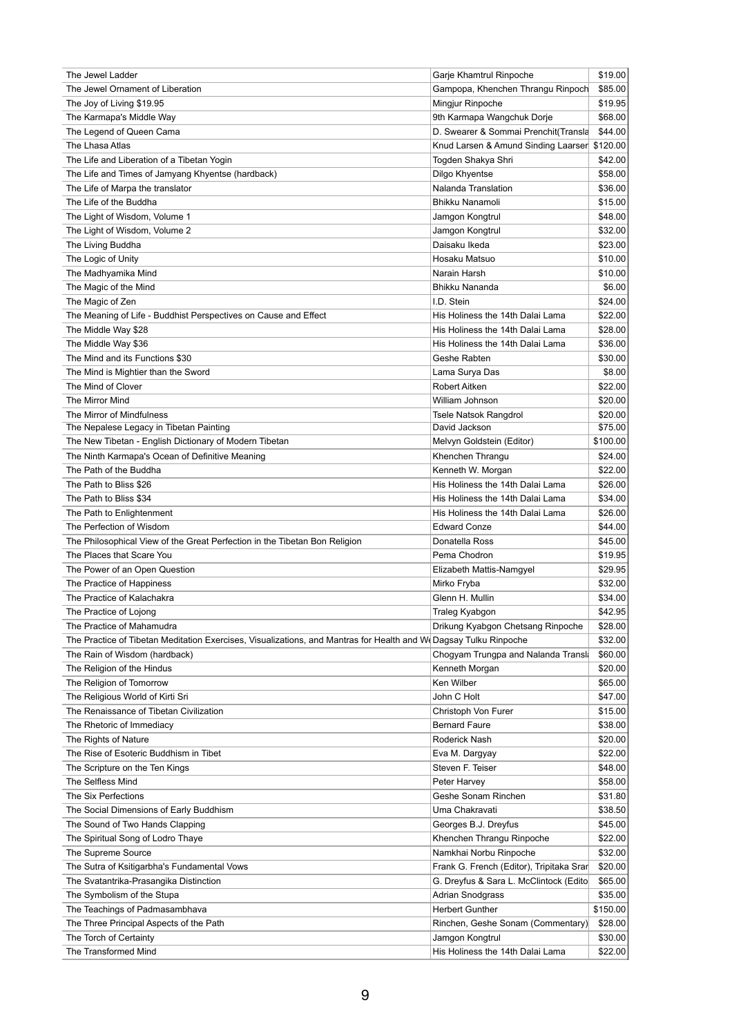| | | |
|---|---|---|
| The Jewel Ladder | Garje Khamtrul Rinpoche | $19.00 |
| The Jewel Ornament of Liberation | Gampopa, Khenchen Thrangu Rinpoch | $85.00 |
| The Joy of Living $19.95 | Mingjur Rinpoche | $19.95 |
| The Karmapa's Middle Way | 9th Karmapa Wangchuk Dorje | $68.00 |
| The Legend of Queen Cama | D. Swearer & Sommai Prenchit(Transla | $44.00 |
| The Lhasa Atlas | Knud Larsen & Amund Sinding Laarser | $120.00 |
| The Life and Liberation of a Tibetan Yogin | Togden Shakya Shri | $42.00 |
| The Life and Times of Jamyang Khyentse (hardback) | Dilgo Khyentse | $58.00 |
| The Life of Marpa the translator | Nalanda Translation | $36.00 |
| The Life of the Buddha | Bhikku Nanamoli | $15.00 |
| The Light of Wisdom, Volume 1 | Jamgon Kongtrul | $48.00 |
| The Light of Wisdom, Volume 2 | Jamgon Kongtrul | $32.00 |
| The Living Buddha | Daisaku Ikeda | $23.00 |
| The Logic of Unity | Hosaku Matsuo | $10.00 |
| The Madhyamika Mind | Narain Harsh | $10.00 |
| The Magic of the Mind | Bhikku Nananda | $6.00 |
| The Magic of Zen | I.D. Stein | $24.00 |
| The Meaning of Life - Buddhist Perspectives on Cause and Effect | His Holiness the 14th Dalai Lama | $22.00 |
| The Middle Way $28 | His Holiness the 14th Dalai Lama | $28.00 |
| The Middle Way $36 | His Holiness the 14th Dalai Lama | $36.00 |
| The Mind and its Functions $30 | Geshe Rabten | $30.00 |
| The Mind is Mightier than the Sword | Lama Surya Das | $8.00 |
| The Mind of Clover | Robert Aitken | $22.00 |
| The Mirror Mind | William Johnson | $20.00 |
| The Mirror of Mindfulness | Tsele Natsok Rangdrol | $20.00 |
| The Nepalese Legacy in Tibetan Painting | David Jackson | $75.00 |
| The New Tibetan - English Dictionary of Modern Tibetan | Melvyn Goldstein (Editor) | $100.00 |
| The Ninth Karmapa's Ocean of Definitive Meaning | Khenchen Thrangu | $24.00 |
| The Path of the Buddha | Kenneth W. Morgan | $22.00 |
| The Path to Bliss $26 | His Holiness the 14th Dalai Lama | $26.00 |
| The Path to Bliss $34 | His Holiness the 14th Dalai Lama | $34.00 |
| The Path to Enlightenment | His Holiness the 14th Dalai Lama | $26.00 |
| The Perfection of Wisdom | Edward Conze | $44.00 |
| The Philosophical View of the Great Perfection in the Tibetan Bon Religion | Donatella Ross | $45.00 |
| The Places that Scare You | Pema Chodron | $19.95 |
| The Power of an Open Question | Elizabeth Mattis-Namgyel | $29.95 |
| The Practice of Happiness | Mirko Fryba | $32.00 |
| The Practice of Kalachakra | Glenn H. Mullin | $34.00 |
| The Practice of Lojong | Traleg Kyabgon | $42.95 |
| The Practice of Mahamudra | Drikung Kyabgon Chetsang Rinpoche | $28.00 |
| The Practice of Tibetan Meditation Exercises, Visualizations, and Mantras for Health and We | Dagsay Tulku Rinpoche | $32.00 |
| The Rain of Wisdom (hardback) | Chogyam Trungpa and Nalanda Transla | $60.00 |
| The Religion of the Hindus | Kenneth Morgan | $20.00 |
| The Religion of Tomorrow | Ken Wilber | $65.00 |
| The Religious World of Kirti Sri | John C Holt | $47.00 |
| The Renaissance of Tibetan Civilization | Christoph Von Furer | $15.00 |
| The Rhetoric of Immediacy | Bernard Faure | $38.00 |
| The Rights of Nature | Roderick Nash | $20.00 |
| The Rise of Esoteric Buddhism in Tibet | Eva M. Dargyay | $22.00 |
| The Scripture on the Ten Kings | Steven F. Teiser | $48.00 |
| The Selfless Mind | Peter Harvey | $58.00 |
| The Six Perfections | Geshe Sonam Rinchen | $31.80 |
| The Social Dimensions of Early Buddhism | Uma Chakravati | $38.50 |
| The Sound of Two Hands Clapping | Georges B.J. Dreyfus | $45.00 |
| The Spiritual Song of Lodro Thaye | Khenchen Thrangu Rinpoche | $22.00 |
| The Supreme Source | Namkhai Norbu Rinpoche | $32.00 |
| The Sutra of Ksitigarbha's Fundamental Vows | Frank G. French (Editor), Tripitaka Srar | $20.00 |
| The Svatantrika-Prasangika Distinction | G. Dreyfus & Sara L. McClintock (Edito | $65.00 |
| The Symbolism of the Stupa | Adrian Snodgrass | $35.00 |
| The Teachings of Padmasambhava | Herbert Gunther | $150.00 |
| The Three Principal Aspects of the Path | Rinchen, Geshe Sonam (Commentary) | $28.00 |
| The Torch of Certainty | Jamgon Kongtrul | $30.00 |
| The Transformed Mind | His Holiness the 14th Dalai Lama | $22.00 |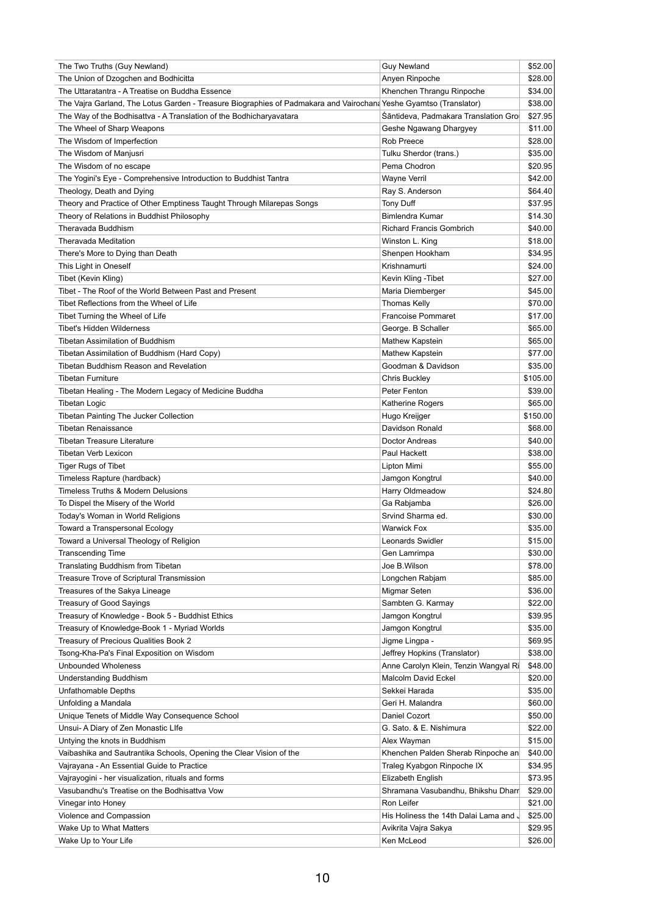| The Two Truths (Guy Newland) | Guy Newland | $52.00 |
|---|---|---|
| The Union of Dzogchen and Bodhicitta | Anyen Rinpoche | $28.00 |
| The Uttaratantra - A Treatise on Buddha Essence | Khenchen Thrangu Rinpoche | $34.00 |
| The Vajra Garland, The Lotus Garden - Treasure Biographies of Padmakara and Vairochana | Yeshe Gyamtso (Translator) | $38.00 |
| The Way of the Bodhisattva - A Translation of the Bodhicharyavatara | Śāntideva, Padmakara Translation Gro | $27.95 |
| The Wheel of Sharp Weapons | Geshe Ngawang Dhargyey | $11.00 |
| The Wisdom of Imperfection | Rob Preece | $28.00 |
| The Wisdom of Manjusri | Tulku Sherdor (trans.) | $35.00 |
| The Wisdom of no escape | Pema Chodron | $20.95 |
| The Yogini's Eye - Comprehensive Introduction to Buddhist Tantra | Wayne Verril | $42.00 |
| Theology, Death and Dying | Ray S. Anderson | $64.40 |
| Theory and Practice of Other Emptiness Taught Through Milarepas Songs | Tony Duff | $37.95 |
| Theory of Relations in Buddhist Philosophy | Bimlendra Kumar | $14.30 |
| Theravada Buddhism | Richard Francis Gombrich | $40.00 |
| Theravada Meditation | Winston L. King | $18.00 |
| There's More to Dying than Death | Shenpen Hookham | $34.95 |
| This Light in Oneself | Krishnamurti | $24.00 |
| Tibet (Kevin Kling) | Kevin Kling -Tibet | $27.00 |
| Tibet - The Roof of the World Between Past and Present | Maria Diemberger | $45.00 |
| Tibet Reflections from the Wheel of Life | Thomas Kelly | $70.00 |
| Tibet Turning the Wheel of Life | Francoise Pommaret | $17.00 |
| Tibet's Hidden Wilderness | George. B Schaller | $65.00 |
| Tibetan Assimilation of Buddhism | Mathew Kapstein | $65.00 |
| Tibetan Assimilation of Buddhism (Hard Copy) | Mathew Kapstein | $77.00 |
| Tibetan Buddhism Reason and Revelation | Goodman & Davidson | $35.00 |
| Tibetan Furniture | Chris Buckley | $105.00 |
| Tibetan Healing - The Modern Legacy of Medicine Buddha | Peter Fenton | $39.00 |
| Tibetan Logic | Katherine Rogers | $65.00 |
| Tibetan Painting The Jucker Collection | Hugo Kreijger | $150.00 |
| Tibetan Renaissance | Davidson Ronald | $68.00 |
| Tibetan Treasure Literature | Doctor Andreas | $40.00 |
| Tibetan Verb Lexicon | Paul Hackett | $38.00 |
| Tiger Rugs of Tibet | Lipton Mimi | $55.00 |
| Timeless Rapture (hardback) | Jamgon Kongtrul | $40.00 |
| Timeless Truths & Modern Delusions | Harry Oldmeadow | $24.80 |
| To Dispel the Misery of the World | Ga Rabjamba | $26.00 |
| Today's Woman in World Religions | Srvind Sharma ed. | $30.00 |
| Toward a Transpersonal Ecology | Warwick Fox | $35.00 |
| Toward a Universal Theology of Religion | Leonards Swidler | $15.00 |
| Transcending Time | Gen Lamrimpa | $30.00 |
| Translating Buddhism from Tibetan | Joe B.Wilson | $78.00 |
| Treasure Trove of Scriptural Transmission | Longchen Rabjam | $85.00 |
| Treasures of the Sakya Lineage | Migmar Seten | $36.00 |
| Treasury of Good Sayings | Sambten G. Karmay | $22.00 |
| Treasury of Knowledge - Book 5 - Buddhist Ethics | Jamgon Kongtrul | $39.95 |
| Treasury of Knowledge-Book 1 - Myriad Worlds | Jamgon Kongtrul | $35.00 |
| Treasury of Precious Qualities Book 2 | Jigme Lingpa - | $69.95 |
| Tsong-Kha-Pa's Final Exposition on Wisdom | Jeffrey Hopkins (Translator) | $38.00 |
| Unbounded Wholeness | Anne Carolyn Klein, Tenzin Wangyal Ri | $48.00 |
| Understanding Buddhism | Malcolm David Eckel | $20.00 |
| Unfathomable Depths | Sekkei Harada | $35.00 |
| Unfolding a Mandala | Geri H. Malandra | $60.00 |
| Unique Tenets of Middle Way Consequence School | Daniel Cozort | $50.00 |
| Unsui- A Diary of Zen Monastic LIfe | G. Sato. & E. Nishimura | $22.00 |
| Untying the knots in Buddhism | Alex Wayman | $15.00 |
| Vaibashika and Sautrantika Schools, Opening the Clear Vision of the | Khenchen Palden Sherab Rinpoche an | $40.00 |
| Vajrayana - An Essential Guide to Practice | Traleg Kyabgon Rinpoche IX | $34.95 |
| Vajrayogini - her visualization, rituals and forms | Elizabeth English | $73.95 |
| Vasubandhu's Treatise on the Bodhisattva Vow | Shramana Vasubandhu, Bhikshu Dharr | $29.00 |
| Vinegar into Honey | Ron Leifer | $21.00 |
| Violence and Compassion | His Holiness the 14th Dalai Lama and J | $25.00 |
| Wake Up to What Matters | Avikrita Vajra Sakya | $29.95 |
| Wake Up to Your Life | Ken McLeod | $26.00 |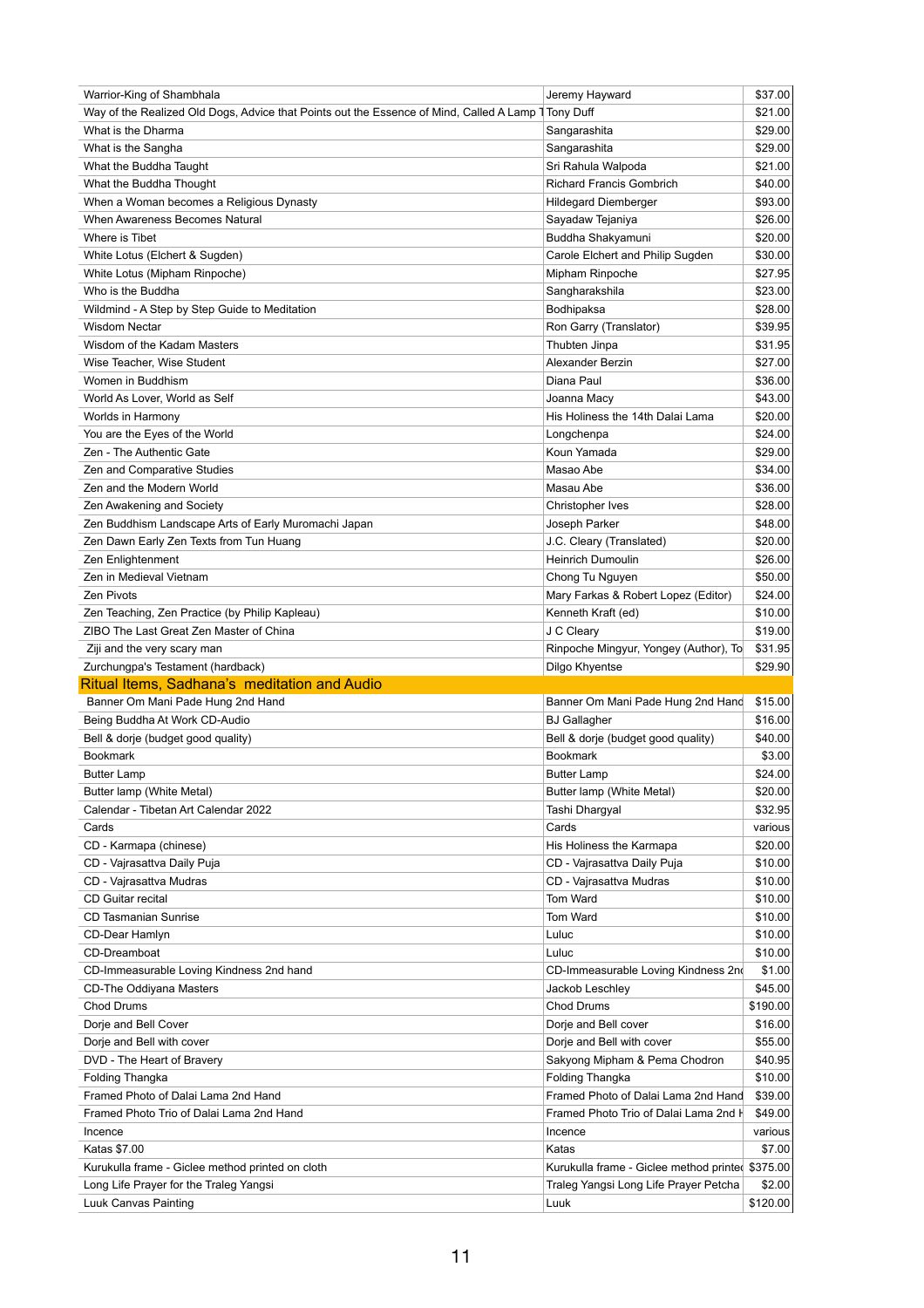| | | |
|---|---|---|
| Warrior-King of Shambhala | Jeremy Hayward | $37.00 |
| Way of the Realized Old Dogs, Advice that Points out the Essence of Mind, Called A Lamp T | Tony Duff | $21.00 |
| What is the Dharma | Sangarashita | $29.00 |
| What is the Sangha | Sangarashita | $29.00 |
| What the Buddha Taught | Sri Rahula Walpoda | $21.00 |
| What the Buddha Thought | Richard Francis Gombrich | $40.00 |
| When a Woman becomes a Religious Dynasty | Hildegard Diemberger | $93.00 |
| When Awareness Becomes Natural | Sayadaw Tejaniya | $26.00 |
| Where is Tibet | Buddha Shakyamuni | $20.00 |
| White Lotus (Elchert & Sugden) | Carole Elchert and Philip Sugden | $30.00 |
| White Lotus (Mipham Rinpoche) | Mipham Rinpoche | $27.95 |
| Who is the Buddha | Sangharakshila | $23.00 |
| Wildmind - A Step by Step Guide to Meditation | Bodhipaksa | $28.00 |
| Wisdom Nectar | Ron Garry (Translator) | $39.95 |
| Wisdom of the Kadam Masters | Thubten Jinpa | $31.95 |
| Wise Teacher, Wise Student | Alexander Berzin | $27.00 |
| Women in Buddhism | Diana Paul | $36.00 |
| World As Lover, World as Self | Joanna Macy | $43.00 |
| Worlds in Harmony | His Holiness the 14th Dalai Lama | $20.00 |
| You are the Eyes of the World | Longchenpa | $24.00 |
| Zen - The Authentic Gate | Koun Yamada | $29.00 |
| Zen and Comparative Studies | Masao Abe | $34.00 |
| Zen and the Modern World | Masau Abe | $36.00 |
| Zen Awakening and Society | Christopher Ives | $28.00 |
| Zen Buddhism Landscape Arts of Early Muromachi Japan | Joseph Parker | $48.00 |
| Zen Dawn Early Zen Texts from Tun Huang | J.C. Cleary (Translated) | $20.00 |
| Zen Enlightenment | Heinrich Dumoulin | $26.00 |
| Zen in Medieval Vietnam | Chong Tu Nguyen | $50.00 |
| Zen Pivots | Mary Farkas & Robert Lopez (Editor) | $24.00 |
| Zen Teaching, Zen Practice (by Philip Kapleau) | Kenneth Kraft (ed) | $10.00 |
| ZIBO The Last Great Zen Master of China | J C Cleary | $19.00 |
| Ziji and the very scary man | Rinpoche Mingyur, Yongey (Author), To | $31.95 |
| Zurchungpa's Testament (hardback) | Dilgo Khyentse | $29.90 |
| **Ritual Items, Sadhana's meditation and Audio** | | |
| Banner Om Mani Pade Hung 2nd Hand | Banner Om Mani Pade Hung 2nd Hand | $15.00 |
| Being Buddha At Work CD-Audio | BJ Gallagher | $16.00 |
| Bell & dorje (budget good quality) | Bell & dorje (budget good quality) | $40.00 |
| Bookmark | Bookmark | $3.00 |
| Butter Lamp | Butter Lamp | $24.00 |
| Butter lamp (White Metal) | Butter lamp (White Metal) | $20.00 |
| Calendar - Tibetan Art Calendar 2022 | Tashi Dhargyal | $32.95 |
| Cards | Cards | various |
| CD - Karmapa (chinese) | His Holiness the Karmapa | $20.00 |
| CD - Vajrasattva Daily Puja | CD - Vajrasattva Daily Puja | $10.00 |
| CD - Vajrasattva Mudras | CD - Vajrasattva Mudras | $10.00 |
| CD Guitar recital | Tom Ward | $10.00 |
| CD Tasmanian Sunrise | Tom Ward | $10.00 |
| CD-Dear Hamlyn | Luluc | $10.00 |
| CD-Dreamboat | Luluc | $10.00 |
| CD-Immeasurable Loving Kindness 2nd hand | CD-Immeasurable Loving Kindness 2nd | $1.00 |
| CD-The Oddiyana Masters | Jackob Leschley | $45.00 |
| Chod Drums | Chod Drums | $190.00 |
| Dorje and Bell Cover | Dorje and Bell cover | $16.00 |
| Dorje and Bell with cover | Dorje and Bell with cover | $55.00 |
| DVD - The Heart of Bravery | Sakyong Mipham & Pema Chodron | $40.95 |
| Folding Thangka | Folding Thangka | $10.00 |
| Framed Photo of Dalai Lama 2nd Hand | Framed Photo of Dalai Lama 2nd Hand | $39.00 |
| Framed Photo Trio of Dalai Lama 2nd Hand | Framed Photo Trio of Dalai Lama 2nd H | $49.00 |
| Incence | Incence | various |
| Katas $7.00 | Katas | $7.00 |
| Kurukulla frame - Giclee method printed on cloth | Kurukulla frame - Giclee method printed | $375.00 |
| Long Life Prayer for the Traleg Yangsi | Traleg Yangsi Long Life Prayer Petcha | $2.00 |
| Luuk Canvas Painting | Luuk | $120.00 |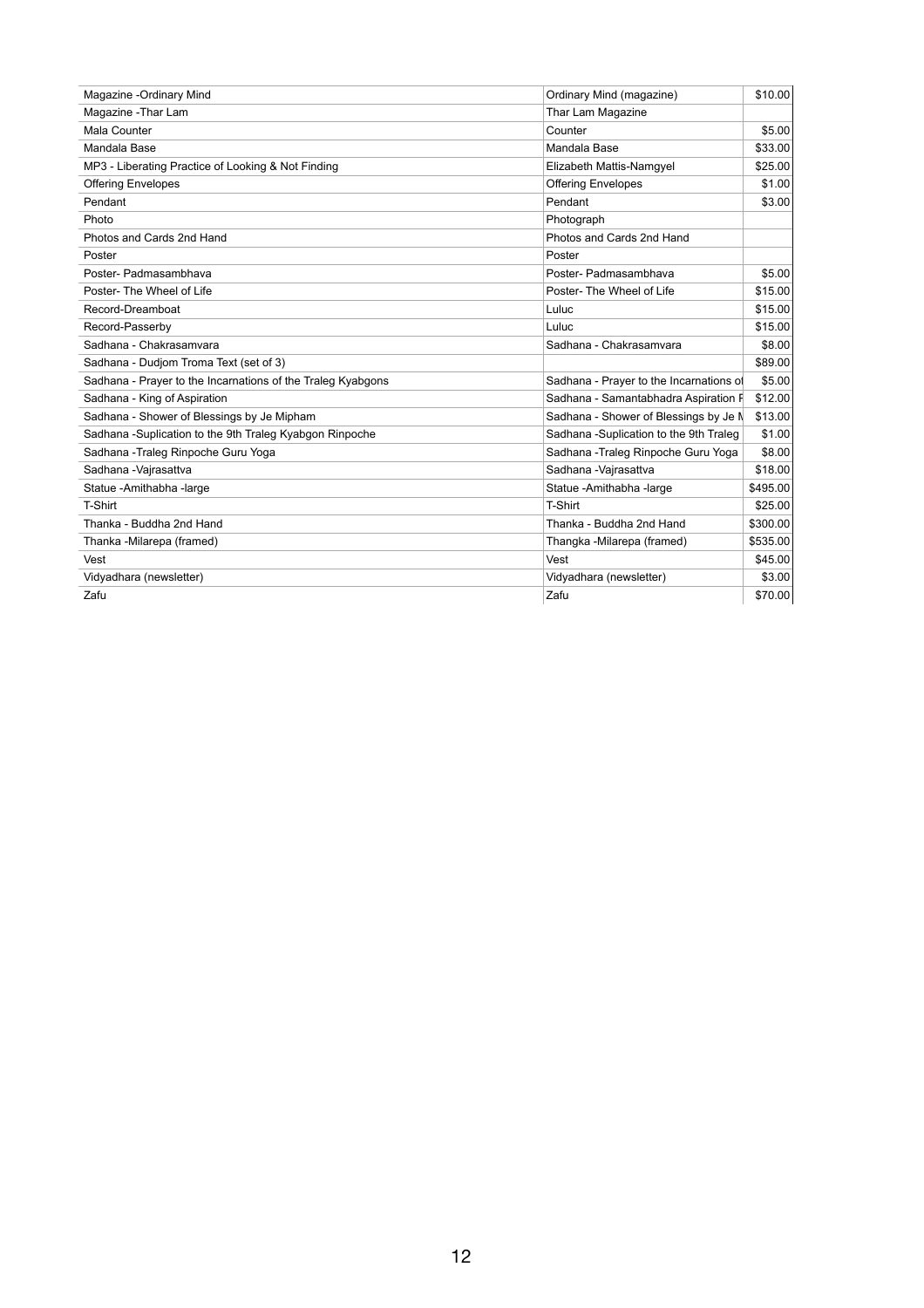| | | |
|---|---|---|
| Magazine -Ordinary Mind | Ordinary Mind (magazine) | $10.00 |
| Magazine -Thar Lam | Thar Lam Magazine | |
| Mala Counter | Counter | $5.00 |
| Mandala Base | Mandala Base | $33.00 |
| MP3 - Liberating Practice of Looking & Not Finding | Elizabeth Mattis-Namgyel | $25.00 |
| Offering Envelopes | Offering Envelopes | $1.00 |
| Pendant | Pendant | $3.00 |
| Photo | Photograph | |
| Photos and Cards 2nd Hand | Photos and Cards 2nd Hand | |
| Poster | Poster | |
| Poster- Padmasambhava | Poster- Padmasambhava | $5.00 |
| Poster- The Wheel of Life | Poster- The Wheel of Life | $15.00 |
| Record-Dreamboat | Luluc | $15.00 |
| Record-Passerby | Luluc | $15.00 |
| Sadhana - Chakrasamvara | Sadhana - Chakrasamvara | $8.00 |
| Sadhana - Dudjom Troma Text (set of 3) | | $89.00 |
| Sadhana - Prayer to the Incarnations of the Traleg Kyabgons | Sadhana - Prayer to the Incarnations of | $5.00 |
| Sadhana - King of Aspiration | Sadhana - Samantabhadra Aspiration F | $12.00 |
| Sadhana - Shower of Blessings by Je Mipham | Sadhana - Shower of Blessings by Je M | $13.00 |
| Sadhana -Suplication to the 9th Traleg Kyabgon Rinpoche | Sadhana -Suplication to the 9th Traleg | $1.00 |
| Sadhana -Traleg Rinpoche Guru Yoga | Sadhana -Traleg Rinpoche Guru Yoga | $8.00 |
| Sadhana -Vajrasattva | Sadhana -Vajrasattva | $18.00 |
| Statue -Amithabha -large | Statue -Amithabha -large | $495.00 |
| T-Shirt | T-Shirt | $25.00 |
| Thanka - Buddha 2nd Hand | Thanka - Buddha 2nd Hand | $300.00 |
| Thanka -Milarepa (framed) | Thangka -Milarepa (framed) | $535.00 |
| Vest | Vest | $45.00 |
| Vidyadhara (newsletter) | Vidyadhara (newsletter) | $3.00 |
| Zafu | Zafu | $70.00 |